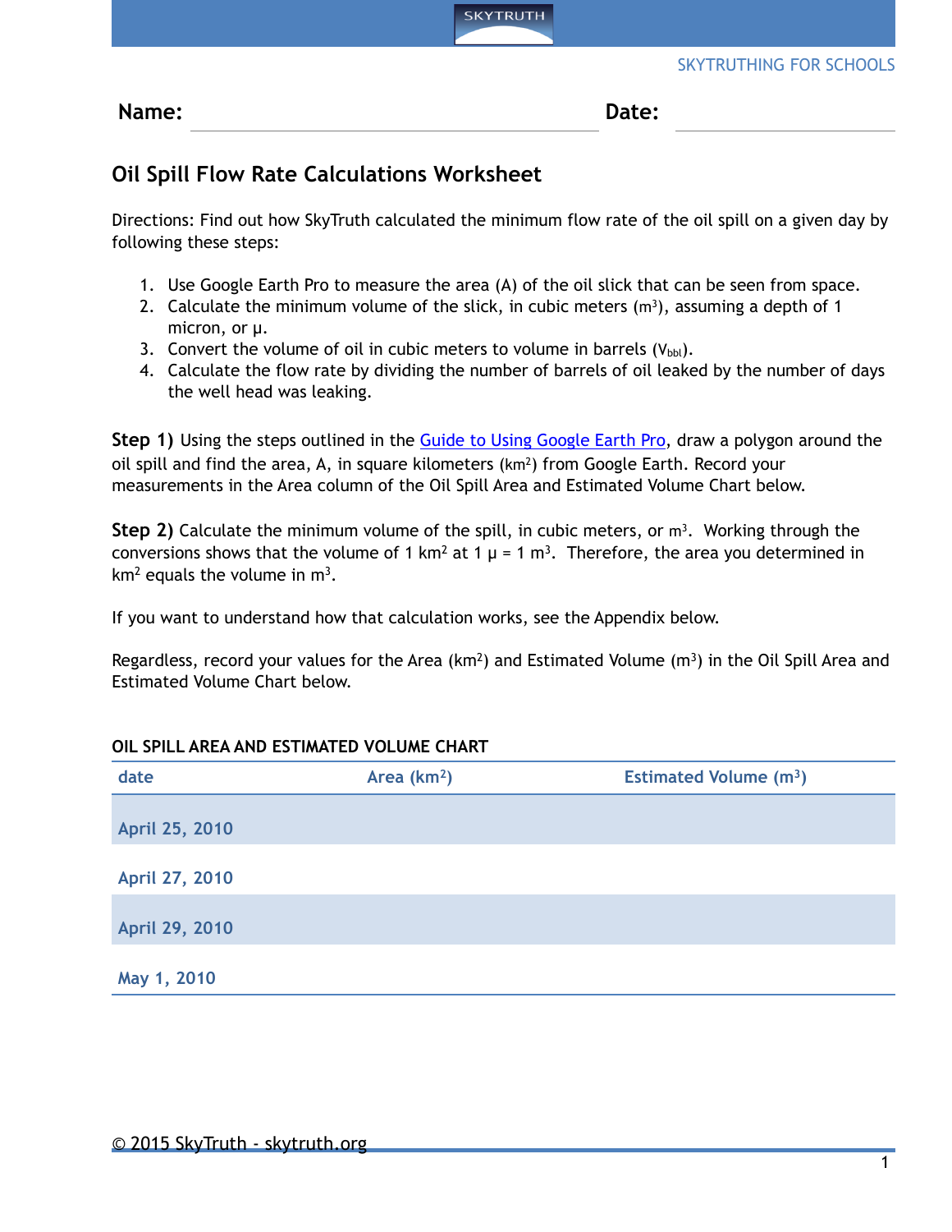SKYTRUTHING FOR SCHOOLS

**Name:** \_\_\_\_\_\_\_\_\_\_\_\_\_\_\_\_\_\_\_\_\_\_\_\_\_\_\_\_\_\_ **Date:** \_\_\_\_\_\_\_\_\_\_\_\_\_\_\_\_

## Oil Spill Flow Rate Calculations Worksheet

Directions: Find out how SkyTruth calculated the minimum flow rate of the oil spill on a given day by following these steps:

1. Use Google Earth Pro to measure the area (A) of the oil slick that can be seen from space.
2. Calculate the minimum volume of the slick, in cubic meters ($m^3$), assuming a depth of 1 micron, or µ.
3. Convert the volume of oil in cubic meters to volume in barrels ($V_{bbl}$).
4. Calculate the flow rate by dividing the number of barrels of oil leaked by the number of days the well head was leaking.

**Step 1)** Using the steps outlined in the [Guide to Using Google Earth Pro](), draw a polygon around the oil spill and find the area, A, in square kilometers ($km^2$) from Google Earth. Record your measurements in the Area column of the Oil Spill Area and Estimated Volume Chart below.

**Step 2)** Calculate the minimum volume of the spill, in cubic meters, or $m^3$. Working through the conversions shows that the volume of 1 $km^2$ at 1 µ = 1 $m^3$. Therefore, the area you determined in $km^2$ equals the volume in $m^3$.

If you want to understand how that calculation works, see the Appendix below.

Regardless, record your values for the Area ($km^2$) and Estimated Volume ($m^3$) in the Oil Spill Area and Estimated Volume Chart below.

**OIL SPILL AREA AND ESTIMATED VOLUME CHART**

| date | Area ($km^2$) | Estimated Volume ($m^3$) |
|---|---|---|
| April 25, 2010 | | |
| April 27, 2010 | | |
| April 29, 2010 | | |
| May 1, 2010 | | |

© 2015 SkyTruth - skytruth.org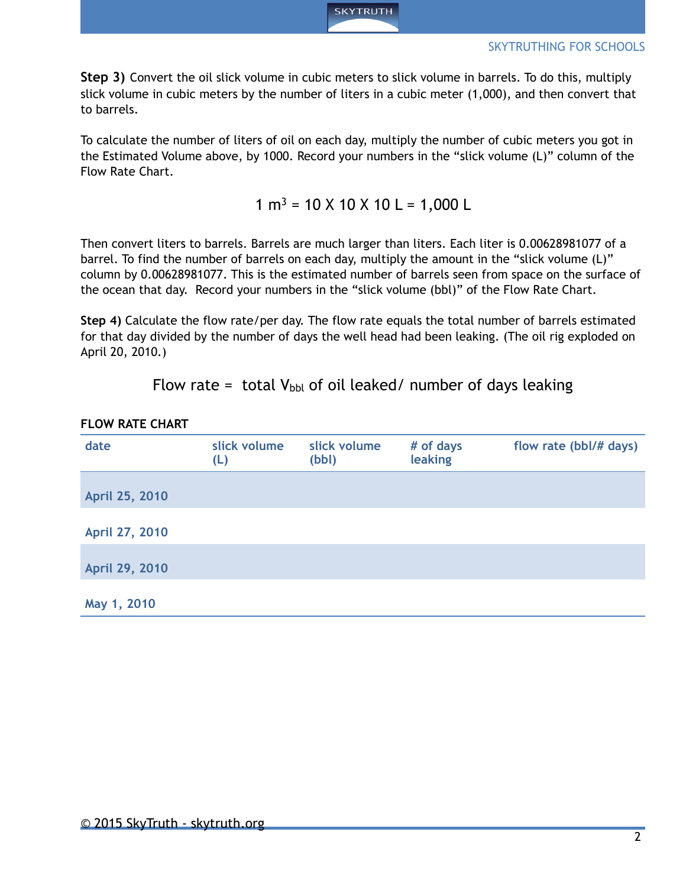**Step 3)** Convert the oil slick volume in cubic meters to slick volume in barrels. To do this, multiply slick volume in cubic meters by the number of liters in a cubic meter (1,000), and then convert that to barrels.

To calculate the number of liters of oil on each day, multiply the number of cubic meters you got in the Estimated Volume above, by 1000. Record your numbers in the "slick volume (L)" column of the Flow Rate Chart.

$$1 \text{ m}^3 = 10 \text{ X } 10 \text{ X } 10 \text{ L} = 1{,}000 \text{ L}$$

Then convert liters to barrels. Barrels are much larger than liters. Each liter is 0.00628981077 of a barrel. To find the number of barrels on each day, multiply the amount in the "slick volume (L)" column by 0.00628981077. This is the estimated number of barrels seen from space on the surface of the ocean that day. Record your numbers in the "slick volume (bbl)" of the Flow Rate Chart.

**Step 4)** Calculate the flow rate/per day. The flow rate equals the total number of barrels estimated for that day divided by the number of days the well head had been leaking. (The oil rig exploded on April 20, 2010.)

$$\text{Flow rate} = \text{ total } V_{bbl} \text{ of oil leaked/ number of days leaking}$$

**FLOW RATE CHART**

| date | slick volume (L) | slick volume (bbl) | # of days leaking | flow rate (bbl/# days) |
|---|---|---|---|---|
| April 25, 2010 | | | | |
| April 27, 2010 | | | | |
| April 29, 2010 | | | | |
| May 1, 2010 | | | | |

© 2015 SkyTruth - skytruth.org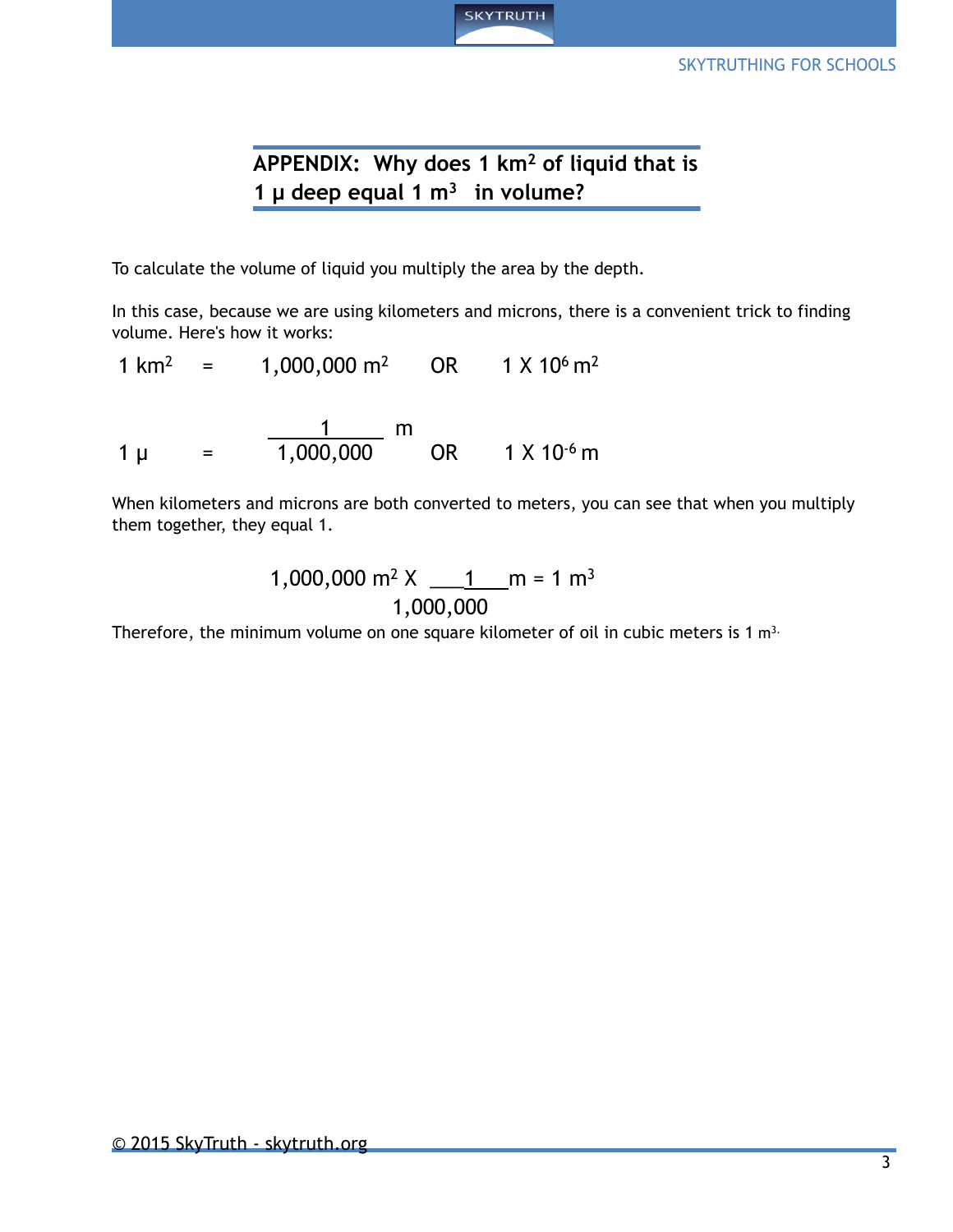## APPENDIX: Why does 1 $km^2$ of liquid that is 1 μ deep equal 1 $m^3$ in volume?

To calculate the volume of liquid you multiply the area by the depth.

In this case, because we are using kilometers and microns, there is a convenient trick to finding volume. Here's how it works:

$$1\ km^2 \quad = \quad 1{,}000{,}000\ m^2 \quad \text{OR} \quad 1 \times 10^6\ m^2$$

$$1\ \mu \quad = \quad \frac{1}{1{,}000{,}000}\ m \quad \text{OR} \quad 1 \times 10^{-6}\ m$$

When kilometers and microns are both converted to meters, you can see that when you multiply them together, they equal 1.

$$1{,}000{,}000\ m^2 \times \frac{1}{1{,}000{,}000}\ m = 1\ m^3$$

Therefore, the minimum volume on one square kilometer of oil in cubic meters is 1 $m^3$.